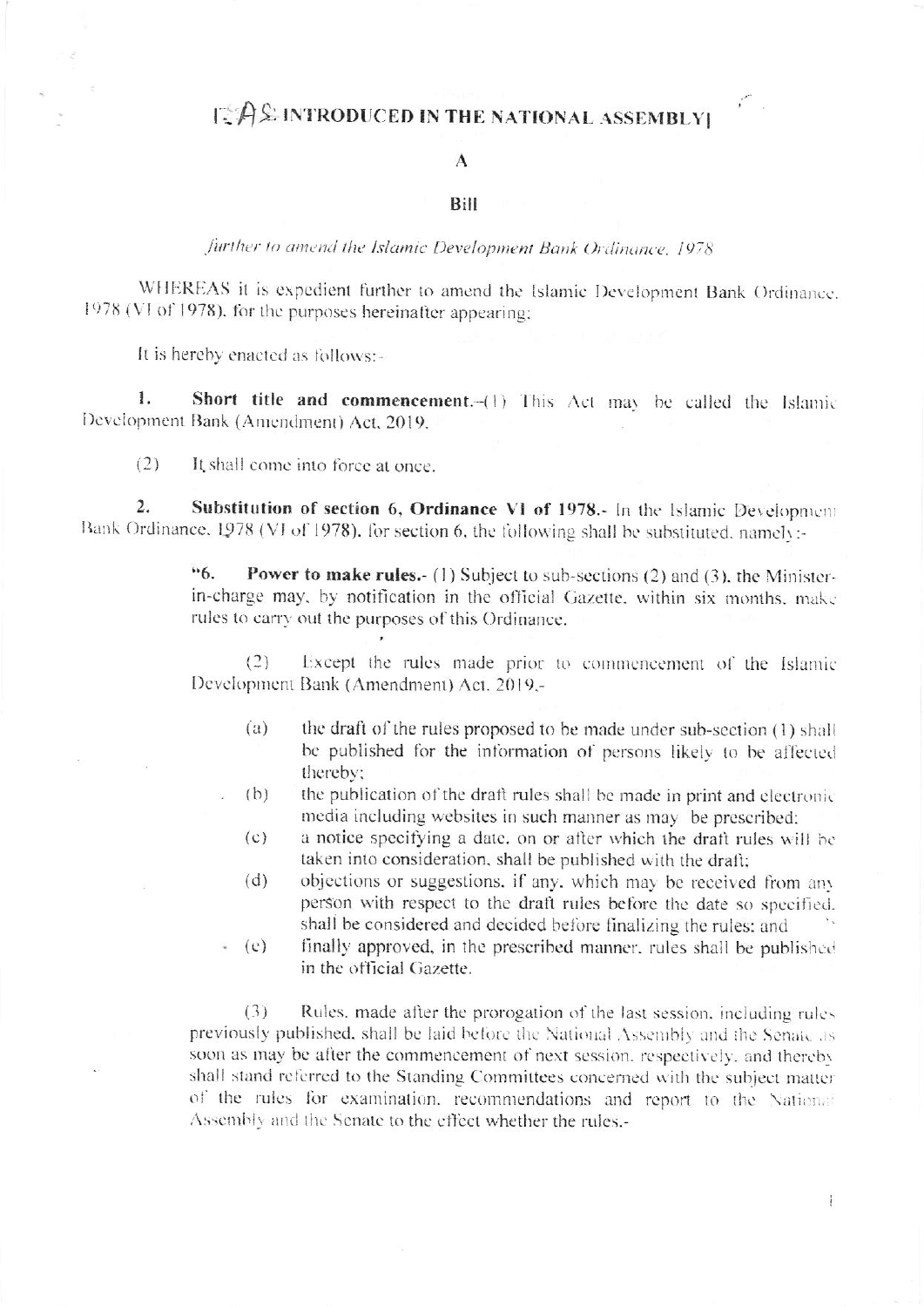# [AS INTRODUCED IN THE NATIONAL ASSEMBLY]

A

Bill

*further to amend the Islamic Development Bank Ordinance, 1978*

WHEREAS it is expedient further to amend the Islamic Development Bank Ordinance, 1978 (VI of 1978), for the purposes hereinafter appearing;

It is hereby enacted as follows:-

1. **Short title and commencement.**-(1) This Act may be called the Islamic Development Bank (Amendment) Act, 2019.

(2) It shall come into force at once.

2. **Substitution of section 6, Ordinance VI of 1978.**- In the Islamic Development Bank Ordinance, 1978 (VI of 1978), for section 6, the following shall be substituted, namely:-

> "6. **Power to make rules.**- (1) Subject to sub-sections (2) and (3), the Minister-in-charge may, by notification in the official Gazette, within six months, make rules to carry out the purposes of this Ordinance.
>
> (2) Except the rules made prior to commencement of the Islamic Development Bank (Amendment) Act, 2019,-
>
> (a) the draft of the rules proposed to be made under sub-section (1) shall be published for the information of persons likely to be affected thereby;
>
> (b) the publication of the draft rules shall be made in print and electronic media including websites in such manner as may be prescribed;
>
> (c) a notice specifying a date, on or after which the draft rules will be taken into consideration, shall be published with the draft;
>
> (d) objections or suggestions, if any, which may be received from any person with respect to the draft rules before the date so specified, shall be considered and decided before finalizing the rules; and
>
> (e) finally approved, in the prescribed manner, rules shall be published in the official Gazette.
>
> (3) Rules, made after the prorogation of the last session, including rules previously published, shall be laid before the National Assembly and the Senate as soon as may be after the commencement of next session, respectively, and thereby shall stand referred to the Standing Committees concerned with the subject matter of the rules for examination, recommendations and report to the National Assembly and the Senate to the effect whether the rules,-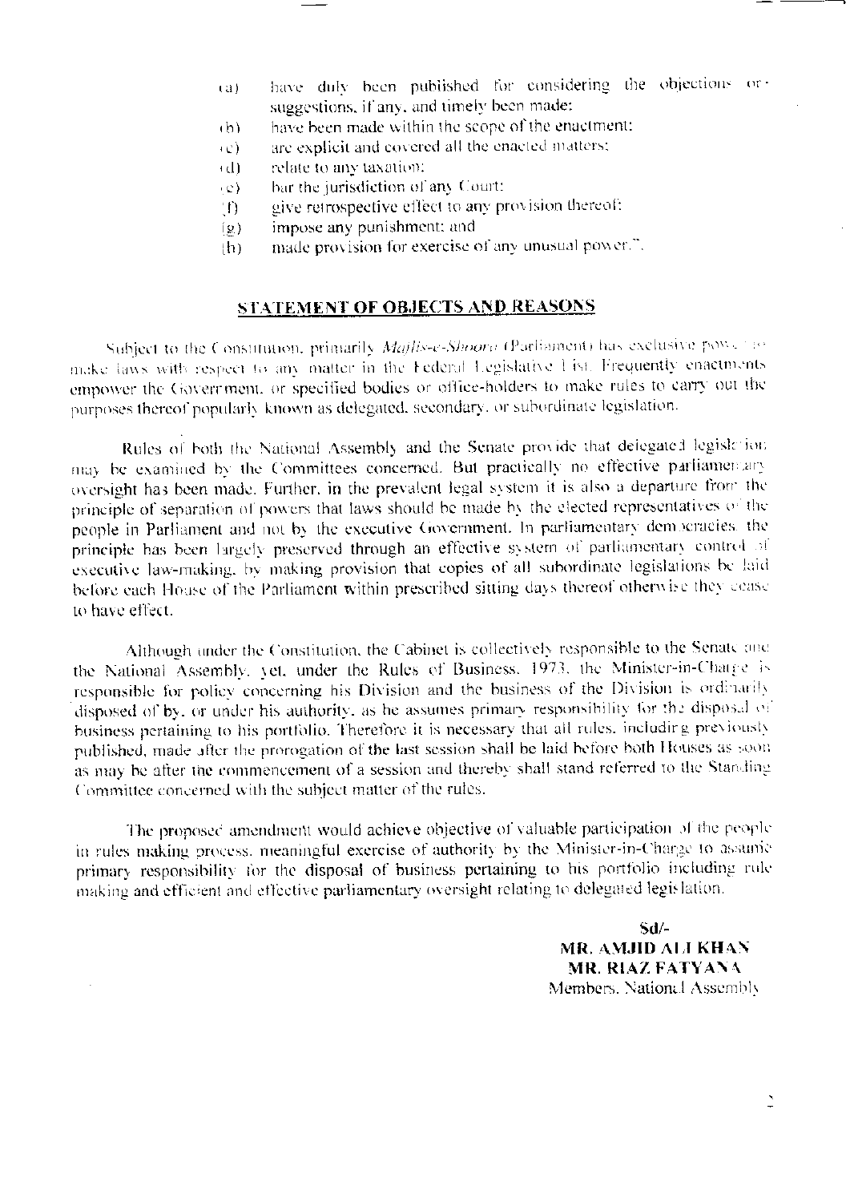(a) have duly been published for considering the objections or suggestions, if any, and timely been made;
(b) have been made within the scope of the enactment;
(c) are explicit and covered all the enacted matters;
(d) relate to any taxation;
(e) bar the jurisdiction of any Court;
(f) give retrospective effect to any provision thereof;
(g) impose any punishment; and
(h) made provision for exercise of any unusual power.".

## STATEMENT OF OBJECTS AND REASONS

Subject to the Constitution, primarily *Majlis-e-Shoora* (Parliament) has exclusive power to make laws with respect to any matter in the Federal Legislative List. Frequently enactments empower the Government, or specified bodies or office-holders to make rules to carry out the purposes thereof popularly known as delegated, secondary, or subordinate legislation.

Rules of both the National Assembly and the Senate provide that delegated legislation may be examined by the Committees concerned. But practically no effective parliamentary oversight has been made. Further, in the prevalent legal system it is also a departure from the principle of separation of powers that laws should be made by the elected representatives of the people in Parliament and not by the executive Government. In parliamentary democracies, the principle has been largely preserved through an effective system of parliamentary control of executive law-making, by making provision that copies of all subordinate legislations be laid before each House of the Parliament within prescribed sitting days thereof otherwise they cease to have effect.

Although under the Constitution, the Cabinet is collectively responsible to the Senate and the National Assembly, yet, under the Rules of Business, 1973, the Minister-in-Charge is responsible for policy concerning his Division and the business of the Division is ordinarily disposed of by, or under his authority, as he assumes primary responsibility for the disposal of business pertaining to his portfolio. Therefore it is necessary that all rules, including previously published, made after the prorogation of the last session shall be laid before both Houses as soon as may be after the commencement of a session and thereby shall stand referred to the Standing Committee concerned with the subject matter of the rules.

The proposed amendment would achieve objective of valuable participation of the people in rules making process, meaningful exercise of authority by the Minister-in-Charge to assume primary responsibility for the disposal of business pertaining to his portfolio including rule making and efficient and effective parliamentary oversight relating to delegated legislation.

Sd/-
**MR. AMJID ALI KHAN**
**MR. RIAZ FATYANA**
Members, National Assembly